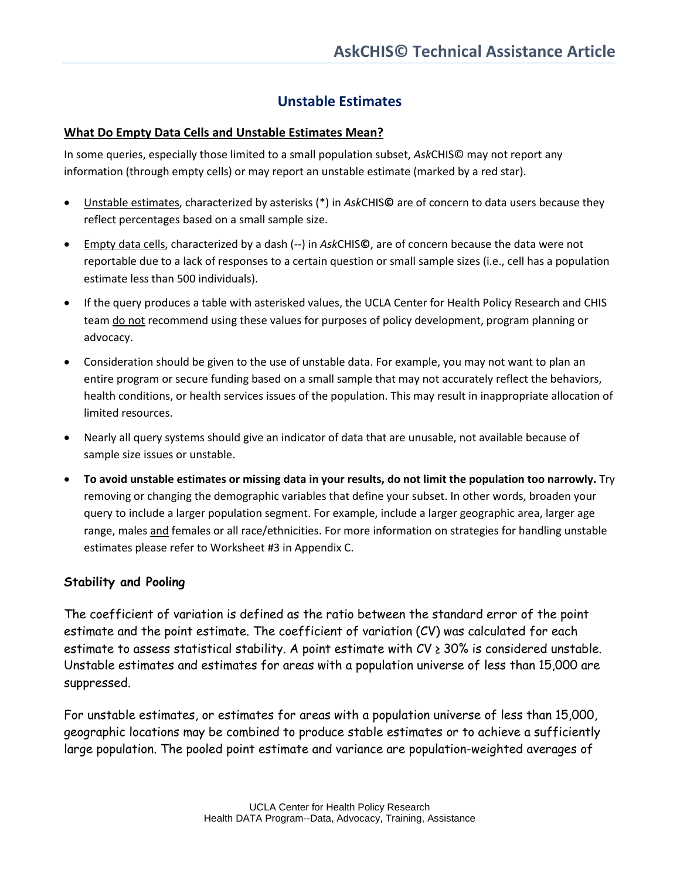# Unstable Estimates

## What Do Empty Data Cells and Unstable Estimates Mean?

In some queries, especially those limited to a small population subset, *Ask*CHIS© may not report any information (through empty cells) or may report an unstable estimate (marked by a red star).

- Unstable estimates, characterized by asterisks (*) in *Ask*CHIS**©** are of concern to data users because they reflect percentages based on a small sample size.
- Empty data cells, characterized by a dash (--) in *Ask*CHIS**©**, are of concern because the data were not reportable due to a lack of responses to a certain question or small sample sizes (i.e., cell has a population estimate less than 500 individuals).
- If the query produces a table with asterisked values, the UCLA Center for Health Policy Research and CHIS team do not recommend using these values for purposes of policy development, program planning or advocacy.
- Consideration should be given to the use of unstable data. For example, you may not want to plan an entire program or secure funding based on a small sample that may not accurately reflect the behaviors, health conditions, or health services issues of the population. This may result in inappropriate allocation of limited resources.
- Nearly all query systems should give an indicator of data that are unusable, not available because of sample size issues or unstable.
- **To avoid unstable estimates or missing data in your results, do not limit the population too narrowly.** Try removing or changing the demographic variables that define your subset. In other words, broaden your query to include a larger population segment. For example, include a larger geographic area, larger age range, males and females or all race/ethnicities. For more information on strategies for handling unstable estimates please refer to Worksheet #3 in Appendix C.

### Stability and Pooling

The coefficient of variation is defined as the ratio between the standard error of the point estimate and the point estimate. The coefficient of variation (CV) was calculated for each estimate to assess statistical stability. A point estimate with CV ≥ 30% is considered unstable. Unstable estimates and estimates for areas with a population universe of less than 15,000 are suppressed.

For unstable estimates, or estimates for areas with a population universe of less than 15,000, geographic locations may be combined to produce stable estimates or to achieve a sufficiently large population. The pooled point estimate and variance are population-weighted averages of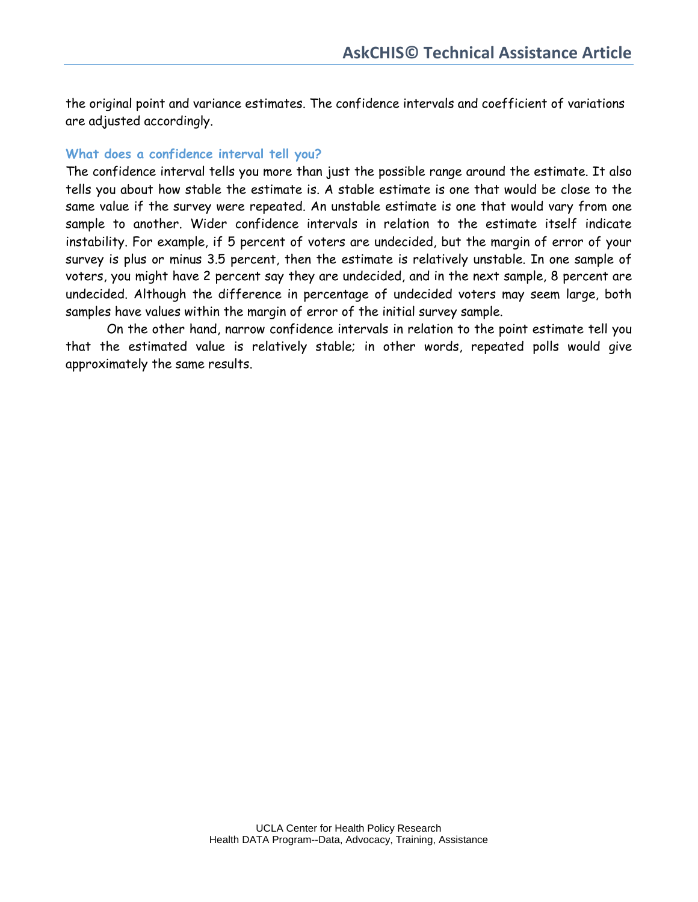the original point and variance estimates. The confidence intervals and coefficient of variations are adjusted accordingly.

### What does a confidence interval tell you?

The confidence interval tells you more than just the possible range around the estimate. It also tells you about how stable the estimate is. A stable estimate is one that would be close to the same value if the survey were repeated. An unstable estimate is one that would vary from one sample to another. Wider confidence intervals in relation to the estimate itself indicate instability. For example, if 5 percent of voters are undecided, but the margin of error of your survey is plus or minus 3.5 percent, then the estimate is relatively unstable. In one sample of voters, you might have 2 percent say they are undecided, and in the next sample, 8 percent are undecided. Although the difference in percentage of undecided voters may seem large, both samples have values within the margin of error of the initial survey sample.

On the other hand, narrow confidence intervals in relation to the point estimate tell you that the estimated value is relatively stable; in other words, repeated polls would give approximately the same results.